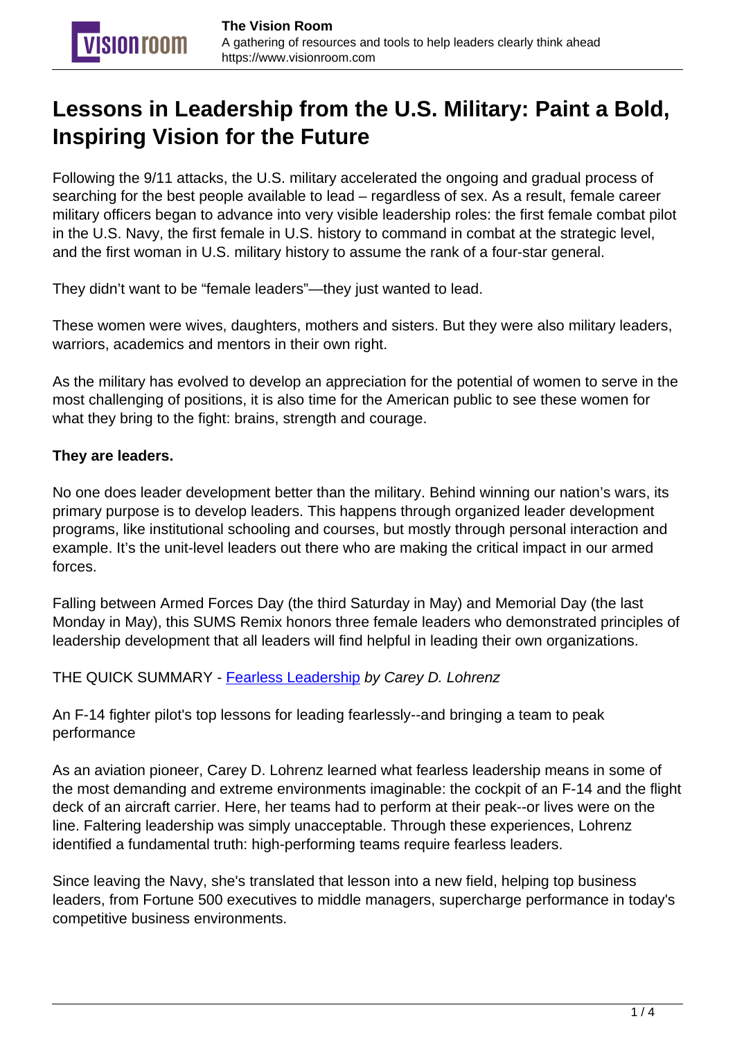# Lessons in Leadership from the U.S. Military: Paint a Bold, Inspiring Vision for the Future

Following the 9/11 attacks, the U.S. military accelerated the ongoing and gradual process of searching for the best people available to lead – regardless of sex. As a result, female career military officers began to advance into very visible leadership roles: the first female combat pilot in the U.S. Navy, the first female in U.S. history to command in combat at the strategic level, and the first woman in U.S. military history to assume the rank of a four-star general.

They didn't want to be "female leaders"—they just wanted to lead.

These women were wives, daughters, mothers and sisters. But they were also military leaders, warriors, academics and mentors in their own right.

As the military has evolved to develop an appreciation for the potential of women to serve in the most challenging of positions, it is also time for the American public to see these women for what they bring to the fight: brains, strength and courage.

**They are leaders.**

No one does leader development better than the military. Behind winning our nation's wars, its primary purpose is to develop leaders. This happens through organized leader development programs, like institutional schooling and courses, but mostly through personal interaction and example. It's the unit-level leaders out there who are making the critical impact in our armed forces.

Falling between Armed Forces Day (the third Saturday in May) and Memorial Day (the last Monday in May), this SUMS Remix honors three female leaders who demonstrated principles of leadership development that all leaders will find helpful in leading their own organizations.

THE QUICK SUMMARY - [Fearless Leadership] *by Carey D. Lohrenz*

An F-14 fighter pilot's top lessons for leading fearlessly--and bringing a team to peak performance

As an aviation pioneer, Carey D. Lohrenz learned what fearless leadership means in some of the most demanding and extreme environments imaginable: the cockpit of an F-14 and the flight deck of an aircraft carrier. Here, her teams had to perform at their peak--or lives were on the line. Faltering leadership was simply unacceptable. Through these experiences, Lohrenz identified a fundamental truth: high-performing teams require fearless leaders.

Since leaving the Navy, she's translated that lesson into a new field, helping top business leaders, from Fortune 500 executives to middle managers, supercharge performance in today's competitive business environments.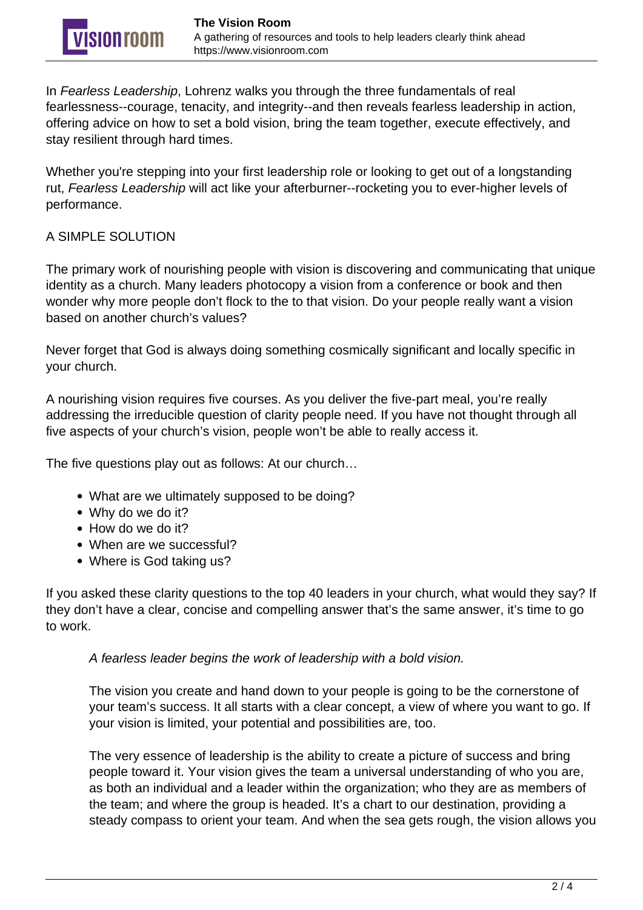In *Fearless Leadership*, Lohrenz walks you through the three fundamentals of real fearlessness--courage, tenacity, and integrity--and then reveals fearless leadership in action, offering advice on how to set a bold vision, bring the team together, execute effectively, and stay resilient through hard times.

Whether you're stepping into your first leadership role or looking to get out of a longstanding rut, *Fearless Leadership* will act like your afterburner--rocketing you to ever-higher levels of performance.

A SIMPLE SOLUTION

The primary work of nourishing people with vision is discovering and communicating that unique identity as a church. Many leaders photocopy a vision from a conference or book and then wonder why more people don't flock to the to that vision. Do your people really want a vision based on another church's values?

Never forget that God is always doing something cosmically significant and locally specific in your church.

A nourishing vision requires five courses. As you deliver the five-part meal, you're really addressing the irreducible question of clarity people need. If you have not thought through all five aspects of your church's vision, people won't be able to really access it.

The five questions play out as follows: At our church…

- What are we ultimately supposed to be doing?
- Why do we do it?
- How do we do it?
- When are we successful?
- Where is God taking us?

If you asked these clarity questions to the top 40 leaders in your church, what would they say? If they don't have a clear, concise and compelling answer that's the same answer, it's time to go to work.

> *A fearless leader begins the work of leadership with a bold vision.*
>
> The vision you create and hand down to your people is going to be the cornerstone of your team's success. It all starts with a clear concept, a view of where you want to go. If your vision is limited, your potential and possibilities are, too.
>
> The very essence of leadership is the ability to create a picture of success and bring people toward it. Your vision gives the team a universal understanding of who you are, as both an individual and a leader within the organization; who they are as members of the team; and where the group is headed. It's a chart to our destination, providing a steady compass to orient your team. And when the sea gets rough, the vision allows you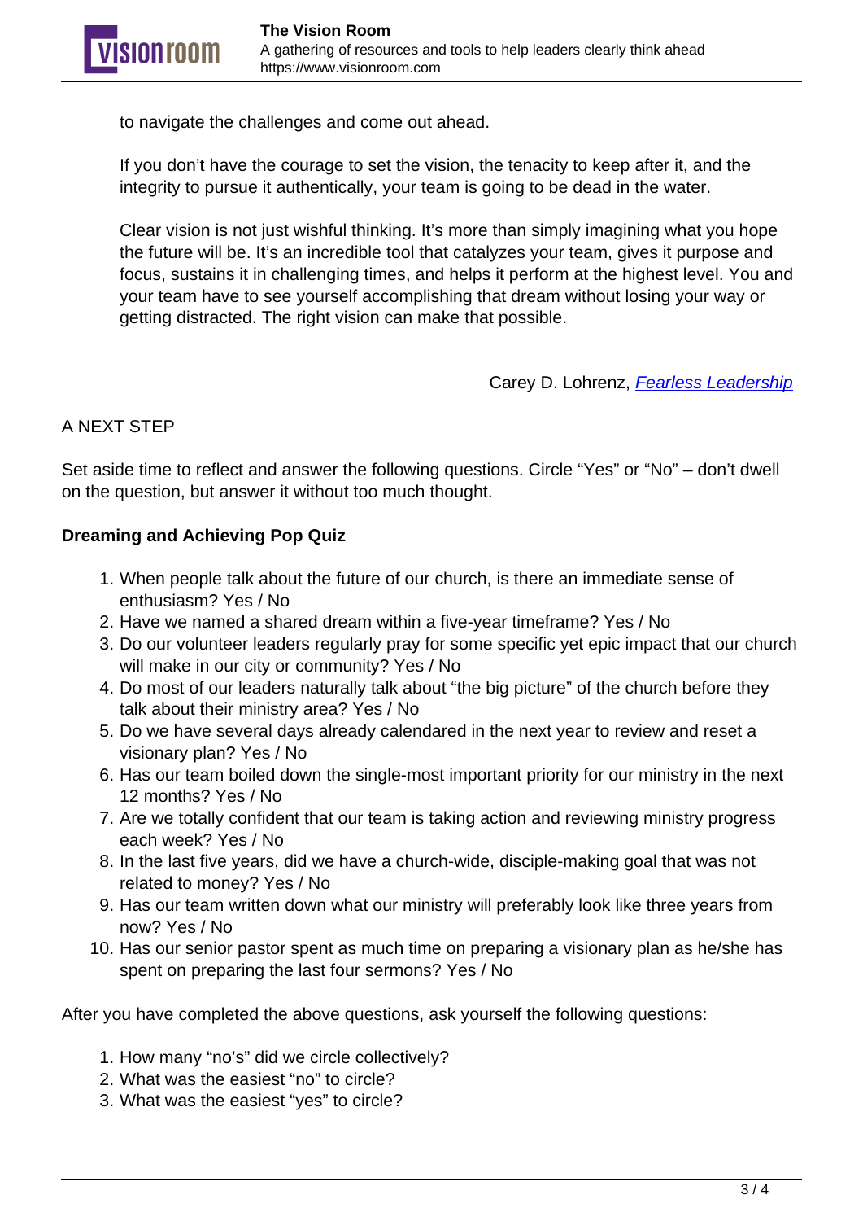to navigate the challenges and come out ahead.

If you don't have the courage to set the vision, the tenacity to keep after it, and the integrity to pursue it authentically, your team is going to be dead in the water.

Clear vision is not just wishful thinking. It's more than simply imagining what you hope the future will be. It's an incredible tool that catalyzes your team, gives it purpose and focus, sustains it in challenging times, and helps it perform at the highest level. You and your team have to see yourself accomplishing that dream without losing your way or getting distracted. The right vision can make that possible.

Carey D. Lohrenz, *Fearless Leadership*

A NEXT STEP

Set aside time to reflect and answer the following questions. Circle "Yes" or "No" – don't dwell on the question, but answer it without too much thought.

**Dreaming and Achieving Pop Quiz**

1. When people talk about the future of our church, is there an immediate sense of enthusiasm? Yes / No
2. Have we named a shared dream within a five-year timeframe? Yes / No
3. Do our volunteer leaders regularly pray for some specific yet epic impact that our church will make in our city or community? Yes / No
4. Do most of our leaders naturally talk about "the big picture" of the church before they talk about their ministry area? Yes / No
5. Do we have several days already calendared in the next year to review and reset a visionary plan? Yes / No
6. Has our team boiled down the single-most important priority for our ministry in the next 12 months? Yes / No
7. Are we totally confident that our team is taking action and reviewing ministry progress each week? Yes / No
8. In the last five years, did we have a church-wide, disciple-making goal that was not related to money? Yes / No
9. Has our team written down what our ministry will preferably look like three years from now? Yes / No
10. Has our senior pastor spent as much time on preparing a visionary plan as he/she has spent on preparing the last four sermons? Yes / No

After you have completed the above questions, ask yourself the following questions:

1. How many "no's" did we circle collectively?
2. What was the easiest "no" to circle?
3. What was the easiest "yes" to circle?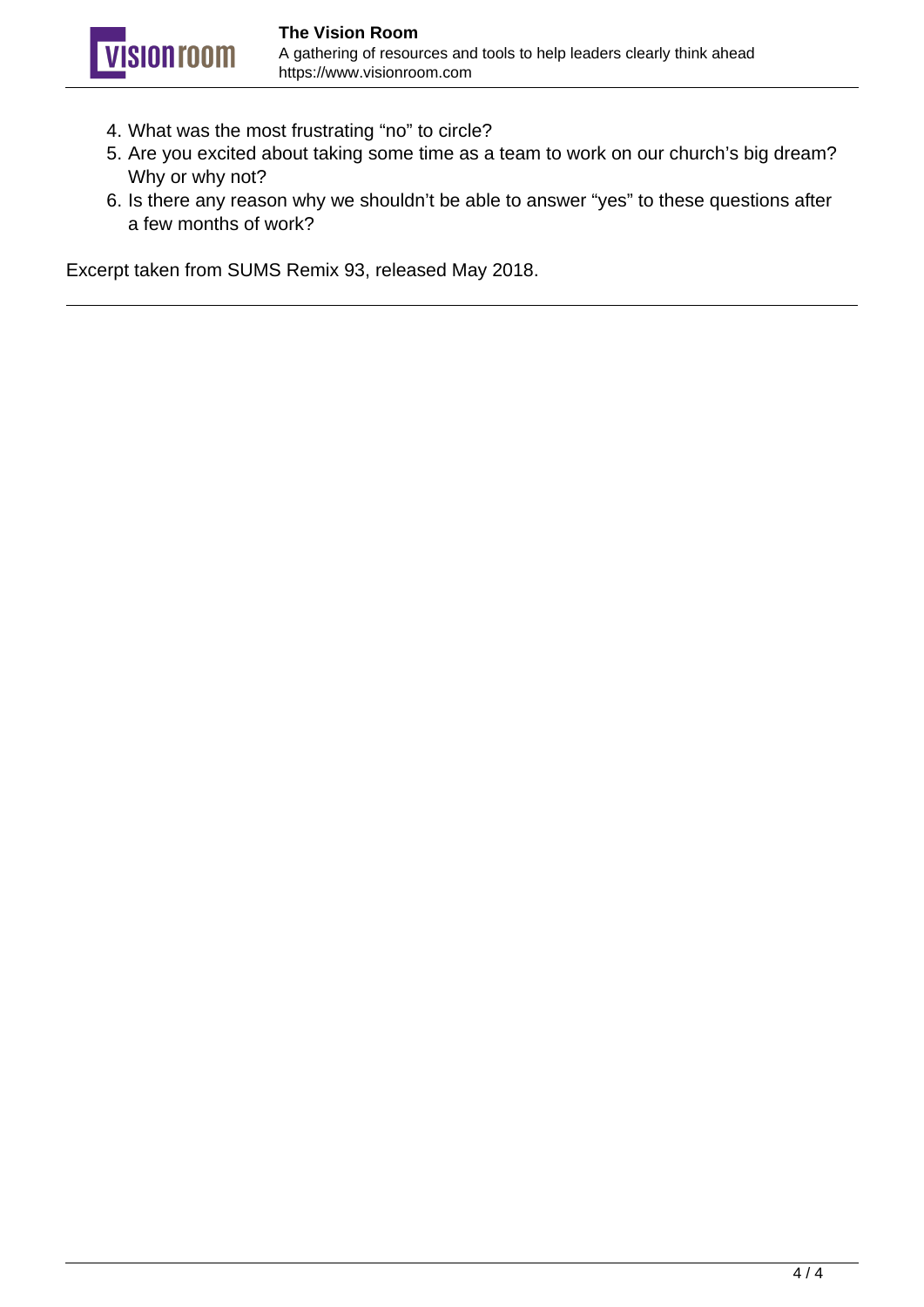4. What was the most frustrating "no" to circle?
5. Are you excited about taking some time as a team to work on our church's big dream? Why or why not?
6. Is there any reason why we shouldn't be able to answer "yes" to these questions after a few months of work?

Excerpt taken from SUMS Remix 93, released May 2018.